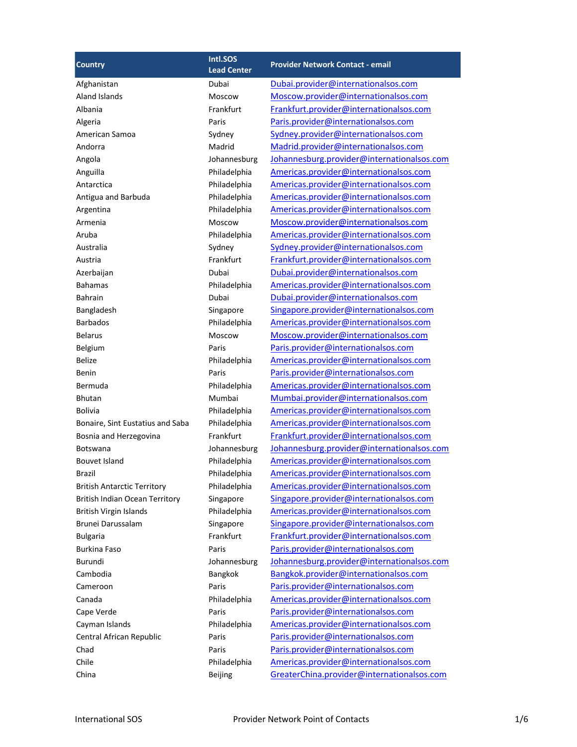| Country | Intl.SOS Lead Center | Provider Network Contact - email |
|---|---|---|
| Afghanistan | Dubai | Dubai.provider@internationalsos.com |
| Aland Islands | Moscow | Moscow.provider@internationalsos.com |
| Albania | Frankfurt | Frankfurt.provider@internationalsos.com |
| Algeria | Paris | Paris.provider@internationalsos.com |
| American Samoa | Sydney | Sydney.provider@internationalsos.com |
| Andorra | Madrid | Madrid.provider@internationalsos.com |
| Angola | Johannesburg | Johannesburg.provider@internationalsos.com |
| Anguilla | Philadelphia | Americas.provider@internationalsos.com |
| Antarctica | Philadelphia | Americas.provider@internationalsos.com |
| Antigua and Barbuda | Philadelphia | Americas.provider@internationalsos.com |
| Argentina | Philadelphia | Americas.provider@internationalsos.com |
| Armenia | Moscow | Moscow.provider@internationalsos.com |
| Aruba | Philadelphia | Americas.provider@internationalsos.com |
| Australia | Sydney | Sydney.provider@internationalsos.com |
| Austria | Frankfurt | Frankfurt.provider@internationalsos.com |
| Azerbaijan | Dubai | Dubai.provider@internationalsos.com |
| Bahamas | Philadelphia | Americas.provider@internationalsos.com |
| Bahrain | Dubai | Dubai.provider@internationalsos.com |
| Bangladesh | Singapore | Singapore.provider@internationalsos.com |
| Barbados | Philadelphia | Americas.provider@internationalsos.com |
| Belarus | Moscow | Moscow.provider@internationalsos.com |
| Belgium | Paris | Paris.provider@internationalsos.com |
| Belize | Philadelphia | Americas.provider@internationalsos.com |
| Benin | Paris | Paris.provider@internationalsos.com |
| Bermuda | Philadelphia | Americas.provider@internationalsos.com |
| Bhutan | Mumbai | Mumbai.provider@internationalsos.com |
| Bolivia | Philadelphia | Americas.provider@internationalsos.com |
| Bonaire, Sint Eustatius and Saba | Philadelphia | Americas.provider@internationalsos.com |
| Bosnia and Herzegovina | Frankfurt | Frankfurt.provider@internationalsos.com |
| Botswana | Johannesburg | Johannesburg.provider@internationalsos.com |
| Bouvet Island | Philadelphia | Americas.provider@internationalsos.com |
| Brazil | Philadelphia | Americas.provider@internationalsos.com |
| British Antarctic Territory | Philadelphia | Americas.provider@internationalsos.com |
| British Indian Ocean Territory | Singapore | Singapore.provider@internationalsos.com |
| British Virgin Islands | Philadelphia | Americas.provider@internationalsos.com |
| Brunei Darussalam | Singapore | Singapore.provider@internationalsos.com |
| Bulgaria | Frankfurt | Frankfurt.provider@internationalsos.com |
| Burkina Faso | Paris | Paris.provider@internationalsos.com |
| Burundi | Johannesburg | Johannesburg.provider@internationalsos.com |
| Cambodia | Bangkok | Bangkok.provider@internationalsos.com |
| Cameroon | Paris | Paris.provider@internationalsos.com |
| Canada | Philadelphia | Americas.provider@internationalsos.com |
| Cape Verde | Paris | Paris.provider@internationalsos.com |
| Cayman Islands | Philadelphia | Americas.provider@internationalsos.com |
| Central African Republic | Paris | Paris.provider@internationalsos.com |
| Chad | Paris | Paris.provider@internationalsos.com |
| Chile | Philadelphia | Americas.provider@internationalsos.com |
| China | Beijing | GreaterChina.provider@internationalsos.com |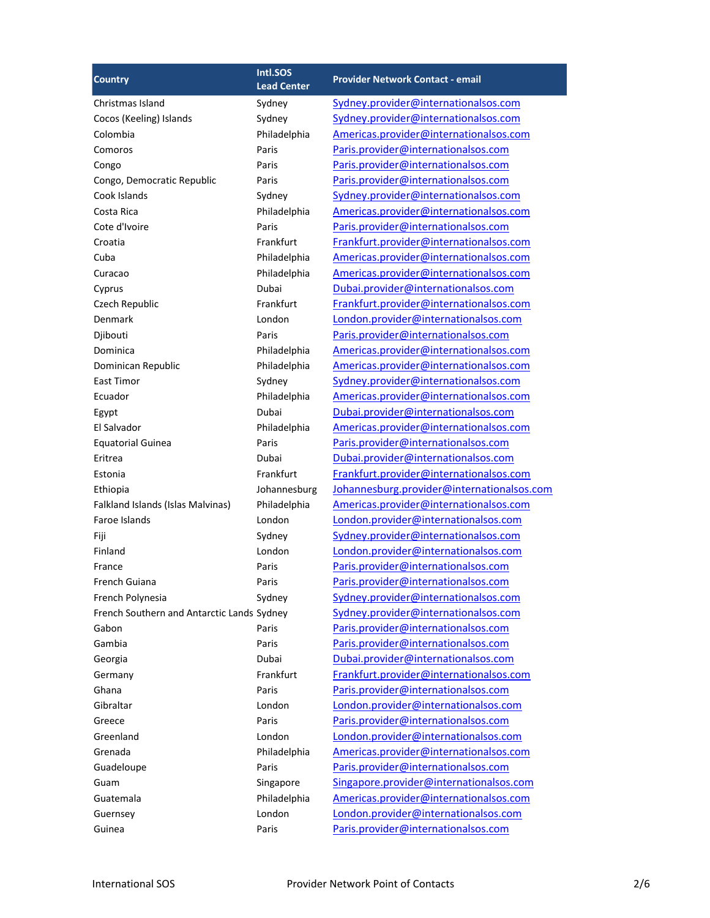| Country | Intl.SOS Lead Center | Provider Network Contact - email |
| --- | --- | --- |
| Christmas Island | Sydney | Sydney.provider@internationalsos.com |
| Cocos (Keeling) Islands | Sydney | Sydney.provider@internationalsos.com |
| Colombia | Philadelphia | Americas.provider@internationalsos.com |
| Comoros | Paris | Paris.provider@internationalsos.com |
| Congo | Paris | Paris.provider@internationalsos.com |
| Congo, Democratic Republic | Paris | Paris.provider@internationalsos.com |
| Cook Islands | Sydney | Sydney.provider@internationalsos.com |
| Costa Rica | Philadelphia | Americas.provider@internationalsos.com |
| Cote d'Ivoire | Paris | Paris.provider@internationalsos.com |
| Croatia | Frankfurt | Frankfurt.provider@internationalsos.com |
| Cuba | Philadelphia | Americas.provider@internationalsos.com |
| Curacao | Philadelphia | Americas.provider@internationalsos.com |
| Cyprus | Dubai | Dubai.provider@internationalsos.com |
| Czech Republic | Frankfurt | Frankfurt.provider@internationalsos.com |
| Denmark | London | London.provider@internationalsos.com |
| Djibouti | Paris | Paris.provider@internationalsos.com |
| Dominica | Philadelphia | Americas.provider@internationalsos.com |
| Dominican Republic | Philadelphia | Americas.provider@internationalsos.com |
| East Timor | Sydney | Sydney.provider@internationalsos.com |
| Ecuador | Philadelphia | Americas.provider@internationalsos.com |
| Egypt | Dubai | Dubai.provider@internationalsos.com |
| El Salvador | Philadelphia | Americas.provider@internationalsos.com |
| Equatorial Guinea | Paris | Paris.provider@internationalsos.com |
| Eritrea | Dubai | Dubai.provider@internationalsos.com |
| Estonia | Frankfurt | Frankfurt.provider@internationalsos.com |
| Ethiopia | Johannesburg | Johannesburg.provider@internationalsos.com |
| Falkland Islands (Islas Malvinas) | Philadelphia | Americas.provider@internationalsos.com |
| Faroe Islands | London | London.provider@internationalsos.com |
| Fiji | Sydney | Sydney.provider@internationalsos.com |
| Finland | London | London.provider@internationalsos.com |
| France | Paris | Paris.provider@internationalsos.com |
| French Guiana | Paris | Paris.provider@internationalsos.com |
| French Polynesia | Sydney | Sydney.provider@internationalsos.com |
| French Southern and Antarctic Lands | Sydney | Sydney.provider@internationalsos.com |
| Gabon | Paris | Paris.provider@internationalsos.com |
| Gambia | Paris | Paris.provider@internationalsos.com |
| Georgia | Dubai | Dubai.provider@internationalsos.com |
| Germany | Frankfurt | Frankfurt.provider@internationalsos.com |
| Ghana | Paris | Paris.provider@internationalsos.com |
| Gibraltar | London | London.provider@internationalsos.com |
| Greece | Paris | Paris.provider@internationalsos.com |
| Greenland | London | London.provider@internationalsos.com |
| Grenada | Philadelphia | Americas.provider@internationalsos.com |
| Guadeloupe | Paris | Paris.provider@internationalsos.com |
| Guam | Singapore | Singapore.provider@internationalsos.com |
| Guatemala | Philadelphia | Americas.provider@internationalsos.com |
| Guernsey | London | London.provider@internationalsos.com |
| Guinea | Paris | Paris.provider@internationalsos.com |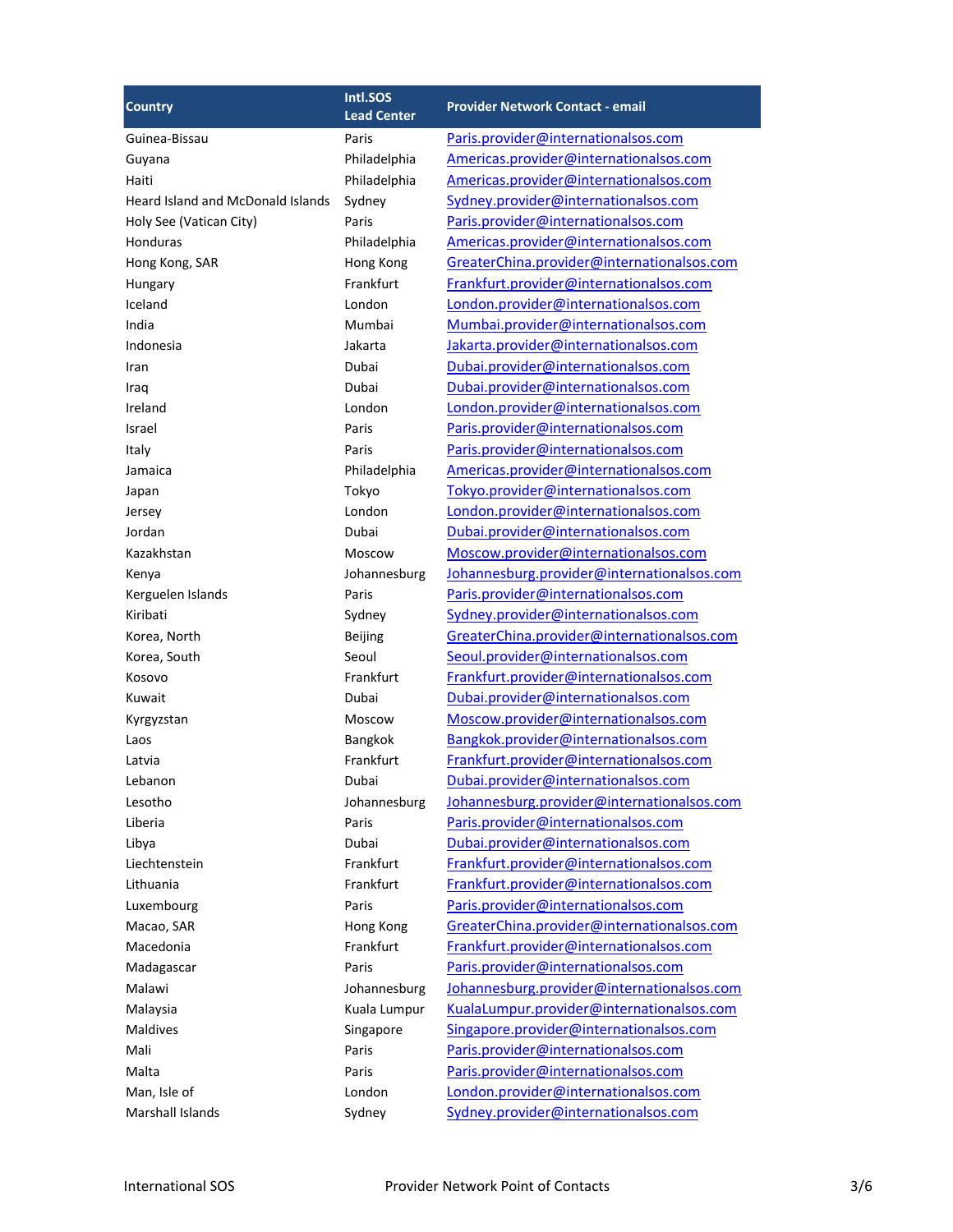| Country | Intl.SOS Lead Center | Provider Network Contact - email |
| --- | --- | --- |
| Guinea-Bissau | Paris | Paris.provider@internationalsos.com |
| Guyana | Philadelphia | Americas.provider@internationalsos.com |
| Haiti | Philadelphia | Americas.provider@internationalsos.com |
| Heard Island and McDonald Islands | Sydney | Sydney.provider@internationalsos.com |
| Holy See (Vatican City) | Paris | Paris.provider@internationalsos.com |
| Honduras | Philadelphia | Americas.provider@internationalsos.com |
| Hong Kong, SAR | Hong Kong | GreaterChina.provider@internationalsos.com |
| Hungary | Frankfurt | Frankfurt.provider@internationalsos.com |
| Iceland | London | London.provider@internationalsos.com |
| India | Mumbai | Mumbai.provider@internationalsos.com |
| Indonesia | Jakarta | Jakarta.provider@internationalsos.com |
| Iran | Dubai | Dubai.provider@internationalsos.com |
| Iraq | Dubai | Dubai.provider@internationalsos.com |
| Ireland | London | London.provider@internationalsos.com |
| Israel | Paris | Paris.provider@internationalsos.com |
| Italy | Paris | Paris.provider@internationalsos.com |
| Jamaica | Philadelphia | Americas.provider@internationalsos.com |
| Japan | Tokyo | Tokyo.provider@internationalsos.com |
| Jersey | London | London.provider@internationalsos.com |
| Jordan | Dubai | Dubai.provider@internationalsos.com |
| Kazakhstan | Moscow | Moscow.provider@internationalsos.com |
| Kenya | Johannesburg | Johannesburg.provider@internationalsos.com |
| Kerguelen Islands | Paris | Paris.provider@internationalsos.com |
| Kiribati | Sydney | Sydney.provider@internationalsos.com |
| Korea, North | Beijing | GreaterChina.provider@internationalsos.com |
| Korea, South | Seoul | Seoul.provider@internationalsos.com |
| Kosovo | Frankfurt | Frankfurt.provider@internationalsos.com |
| Kuwait | Dubai | Dubai.provider@internationalsos.com |
| Kyrgyzstan | Moscow | Moscow.provider@internationalsos.com |
| Laos | Bangkok | Bangkok.provider@internationalsos.com |
| Latvia | Frankfurt | Frankfurt.provider@internationalsos.com |
| Lebanon | Dubai | Dubai.provider@internationalsos.com |
| Lesotho | Johannesburg | Johannesburg.provider@internationalsos.com |
| Liberia | Paris | Paris.provider@internationalsos.com |
| Libya | Dubai | Dubai.provider@internationalsos.com |
| Liechtenstein | Frankfurt | Frankfurt.provider@internationalsos.com |
| Lithuania | Frankfurt | Frankfurt.provider@internationalsos.com |
| Luxembourg | Paris | Paris.provider@internationalsos.com |
| Macao, SAR | Hong Kong | GreaterChina.provider@internationalsos.com |
| Macedonia | Frankfurt | Frankfurt.provider@internationalsos.com |
| Madagascar | Paris | Paris.provider@internationalsos.com |
| Malawi | Johannesburg | Johannesburg.provider@internationalsos.com |
| Malaysia | Kuala Lumpur | KualaLumpur.provider@internationalsos.com |
| Maldives | Singapore | Singapore.provider@internationalsos.com |
| Mali | Paris | Paris.provider@internationalsos.com |
| Malta | Paris | Paris.provider@internationalsos.com |
| Man, Isle of | London | London.provider@internationalsos.com |
| Marshall Islands | Sydney | Sydney.provider@internationalsos.com |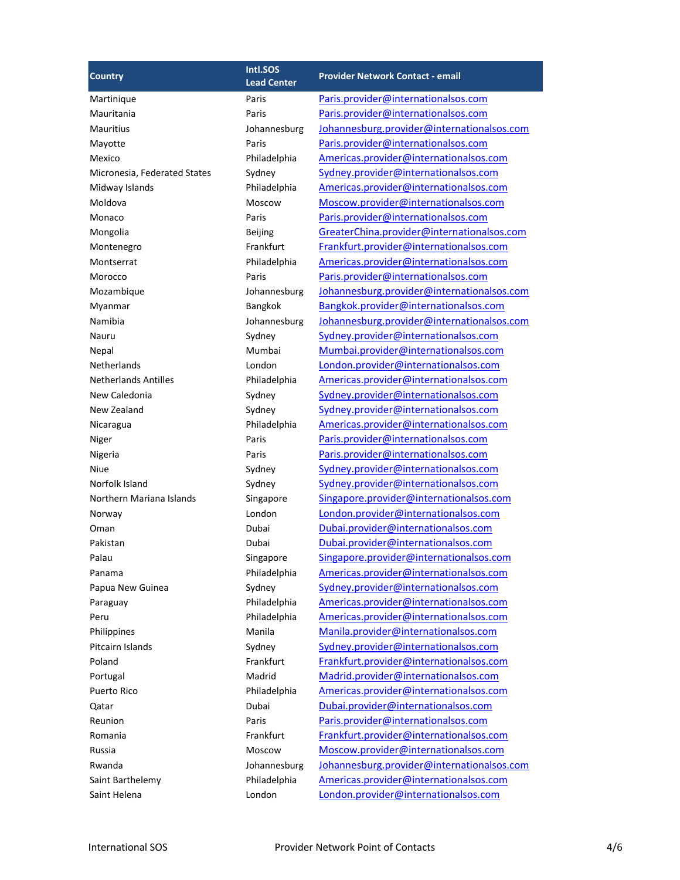| Country | Intl.SOS Lead Center | Provider Network Contact - email |
| --- | --- | --- |
| Martinique | Paris | Paris.provider@internationalsos.com |
| Mauritania | Paris | Paris.provider@internationalsos.com |
| Mauritius | Johannesburg | Johannesburg.provider@internationalsos.com |
| Mayotte | Paris | Paris.provider@internationalsos.com |
| Mexico | Philadelphia | Americas.provider@internationalsos.com |
| Micronesia, Federated States | Sydney | Sydney.provider@internationalsos.com |
| Midway Islands | Philadelphia | Americas.provider@internationalsos.com |
| Moldova | Moscow | Moscow.provider@internationalsos.com |
| Monaco | Paris | Paris.provider@internationalsos.com |
| Mongolia | Beijing | GreaterChina.provider@internationalsos.com |
| Montenegro | Frankfurt | Frankfurt.provider@internationalsos.com |
| Montserrat | Philadelphia | Americas.provider@internationalsos.com |
| Morocco | Paris | Paris.provider@internationalsos.com |
| Mozambique | Johannesburg | Johannesburg.provider@internationalsos.com |
| Myanmar | Bangkok | Bangkok.provider@internationalsos.com |
| Namibia | Johannesburg | Johannesburg.provider@internationalsos.com |
| Nauru | Sydney | Sydney.provider@internationalsos.com |
| Nepal | Mumbai | Mumbai.provider@internationalsos.com |
| Netherlands | London | London.provider@internationalsos.com |
| Netherlands Antilles | Philadelphia | Americas.provider@internationalsos.com |
| New Caledonia | Sydney | Sydney.provider@internationalsos.com |
| New Zealand | Sydney | Sydney.provider@internationalsos.com |
| Nicaragua | Philadelphia | Americas.provider@internationalsos.com |
| Niger | Paris | Paris.provider@internationalsos.com |
| Nigeria | Paris | Paris.provider@internationalsos.com |
| Niue | Sydney | Sydney.provider@internationalsos.com |
| Norfolk Island | Sydney | Sydney.provider@internationalsos.com |
| Northern Mariana Islands | Singapore | Singapore.provider@internationalsos.com |
| Norway | London | London.provider@internationalsos.com |
| Oman | Dubai | Dubai.provider@internationalsos.com |
| Pakistan | Dubai | Dubai.provider@internationalsos.com |
| Palau | Singapore | Singapore.provider@internationalsos.com |
| Panama | Philadelphia | Americas.provider@internationalsos.com |
| Papua New Guinea | Sydney | Sydney.provider@internationalsos.com |
| Paraguay | Philadelphia | Americas.provider@internationalsos.com |
| Peru | Philadelphia | Americas.provider@internationalsos.com |
| Philippines | Manila | Manila.provider@internationalsos.com |
| Pitcairn Islands | Sydney | Sydney.provider@internationalsos.com |
| Poland | Frankfurt | Frankfurt.provider@internationalsos.com |
| Portugal | Madrid | Madrid.provider@internationalsos.com |
| Puerto Rico | Philadelphia | Americas.provider@internationalsos.com |
| Qatar | Dubai | Dubai.provider@internationalsos.com |
| Reunion | Paris | Paris.provider@internationalsos.com |
| Romania | Frankfurt | Frankfurt.provider@internationalsos.com |
| Russia | Moscow | Moscow.provider@internationalsos.com |
| Rwanda | Johannesburg | Johannesburg.provider@internationalsos.com |
| Saint Barthelemy | Philadelphia | Americas.provider@internationalsos.com |
| Saint Helena | London | London.provider@internationalsos.com |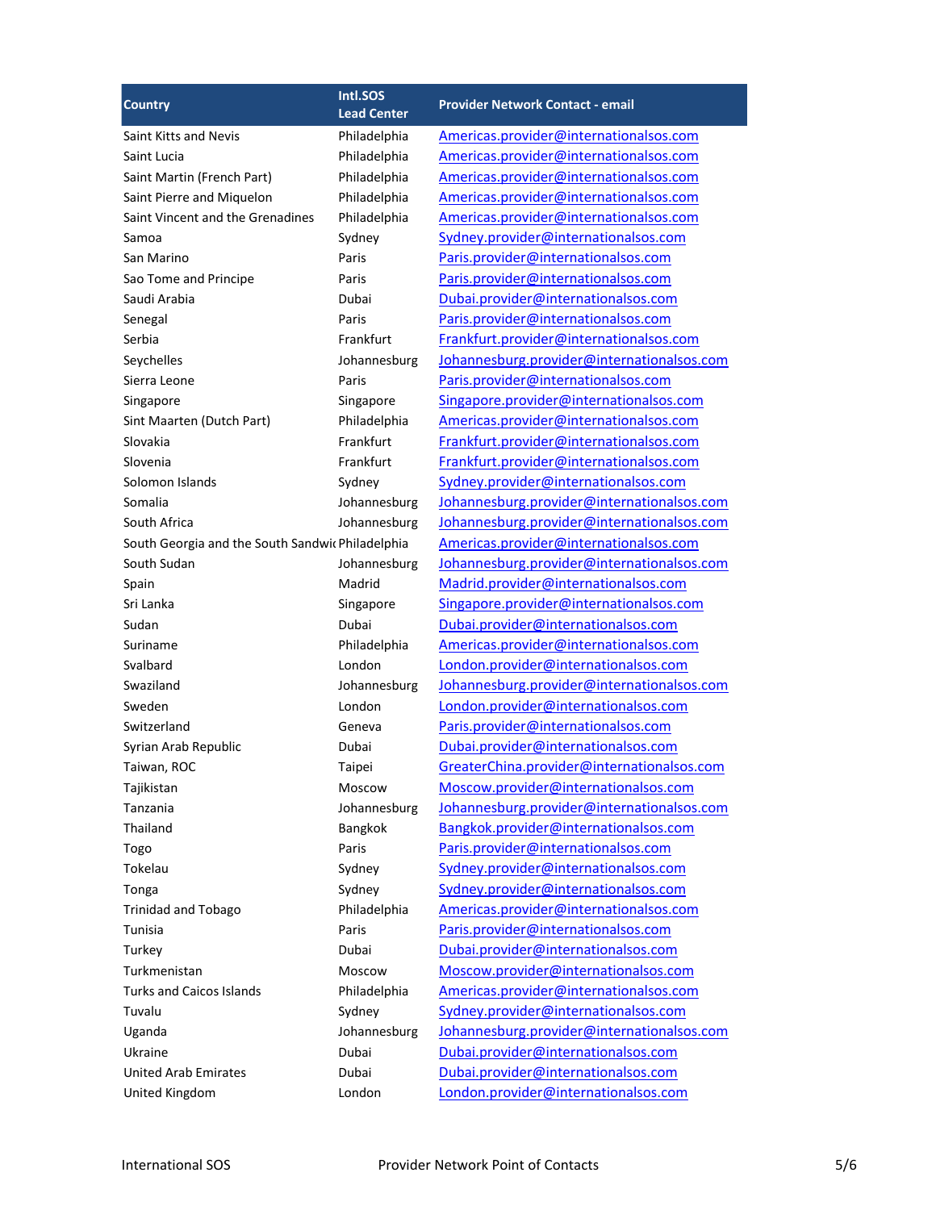| Country | Intl.SOS Lead Center | Provider Network Contact - email |
|---|---|---|
| Saint Kitts and Nevis | Philadelphia | Americas.provider@internationalsos.com |
| Saint Lucia | Philadelphia | Americas.provider@internationalsos.com |
| Saint Martin (French Part) | Philadelphia | Americas.provider@internationalsos.com |
| Saint Pierre and Miquelon | Philadelphia | Americas.provider@internationalsos.com |
| Saint Vincent and the Grenadines | Philadelphia | Americas.provider@internationalsos.com |
| Samoa | Sydney | Sydney.provider@internationalsos.com |
| San Marino | Paris | Paris.provider@internationalsos.com |
| Sao Tome and Principe | Paris | Paris.provider@internationalsos.com |
| Saudi Arabia | Dubai | Dubai.provider@internationalsos.com |
| Senegal | Paris | Paris.provider@internationalsos.com |
| Serbia | Frankfurt | Frankfurt.provider@internationalsos.com |
| Seychelles | Johannesburg | Johannesburg.provider@internationalsos.com |
| Sierra Leone | Paris | Paris.provider@internationalsos.com |
| Singapore | Singapore | Singapore.provider@internationalsos.com |
| Sint Maarten (Dutch Part) | Philadelphia | Americas.provider@internationalsos.com |
| Slovakia | Frankfurt | Frankfurt.provider@internationalsos.com |
| Slovenia | Frankfurt | Frankfurt.provider@internationalsos.com |
| Solomon Islands | Sydney | Sydney.provider@internationalsos.com |
| Somalia | Johannesburg | Johannesburg.provider@internationalsos.com |
| South Africa | Johannesburg | Johannesburg.provider@internationalsos.com |
| South Georgia and the South Sandwic | Philadelphia | Americas.provider@internationalsos.com |
| South Sudan | Johannesburg | Johannesburg.provider@internationalsos.com |
| Spain | Madrid | Madrid.provider@internationalsos.com |
| Sri Lanka | Singapore | Singapore.provider@internationalsos.com |
| Sudan | Dubai | Dubai.provider@internationalsos.com |
| Suriname | Philadelphia | Americas.provider@internationalsos.com |
| Svalbard | London | London.provider@internationalsos.com |
| Swaziland | Johannesburg | Johannesburg.provider@internationalsos.com |
| Sweden | London | London.provider@internationalsos.com |
| Switzerland | Geneva | Paris.provider@internationalsos.com |
| Syrian Arab Republic | Dubai | Dubai.provider@internationalsos.com |
| Taiwan, ROC | Taipei | GreaterChina.provider@internationalsos.com |
| Tajikistan | Moscow | Moscow.provider@internationalsos.com |
| Tanzania | Johannesburg | Johannesburg.provider@internationalsos.com |
| Thailand | Bangkok | Bangkok.provider@internationalsos.com |
| Togo | Paris | Paris.provider@internationalsos.com |
| Tokelau | Sydney | Sydney.provider@internationalsos.com |
| Tonga | Sydney | Sydney.provider@internationalsos.com |
| Trinidad and Tobago | Philadelphia | Americas.provider@internationalsos.com |
| Tunisia | Paris | Paris.provider@internationalsos.com |
| Turkey | Dubai | Dubai.provider@internationalsos.com |
| Turkmenistan | Moscow | Moscow.provider@internationalsos.com |
| Turks and Caicos Islands | Philadelphia | Americas.provider@internationalsos.com |
| Tuvalu | Sydney | Sydney.provider@internationalsos.com |
| Uganda | Johannesburg | Johannesburg.provider@internationalsos.com |
| Ukraine | Dubai | Dubai.provider@internationalsos.com |
| United Arab Emirates | Dubai | Dubai.provider@internationalsos.com |
| United Kingdom | London | London.provider@internationalsos.com |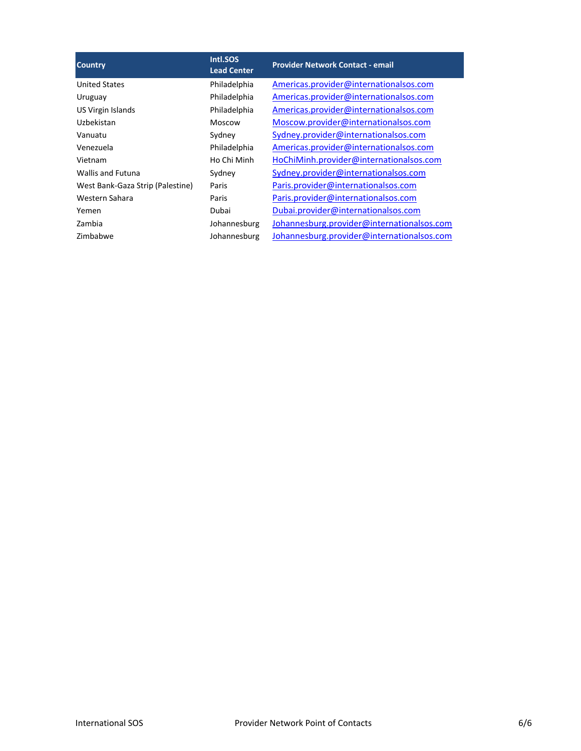| Country | Intl.SOS Lead Center | Provider Network Contact - email |
|---|---|---|
| United States | Philadelphia | Americas.provider@internationalsos.com |
| Uruguay | Philadelphia | Americas.provider@internationalsos.com |
| US Virgin Islands | Philadelphia | Americas.provider@internationalsos.com |
| Uzbekistan | Moscow | Moscow.provider@internationalsos.com |
| Vanuatu | Sydney | Sydney.provider@internationalsos.com |
| Venezuela | Philadelphia | Americas.provider@internationalsos.com |
| Vietnam | Ho Chi Minh | HoChiMinh.provider@internationalsos.com |
| Wallis and Futuna | Sydney | Sydney.provider@internationalsos.com |
| West Bank-Gaza Strip (Palestine) | Paris | Paris.provider@internationalsos.com |
| Western Sahara | Paris | Paris.provider@internationalsos.com |
| Yemen | Dubai | Dubai.provider@internationalsos.com |
| Zambia | Johannesburg | Johannesburg.provider@internationalsos.com |
| Zimbabwe | Johannesburg | Johannesburg.provider@internationalsos.com |